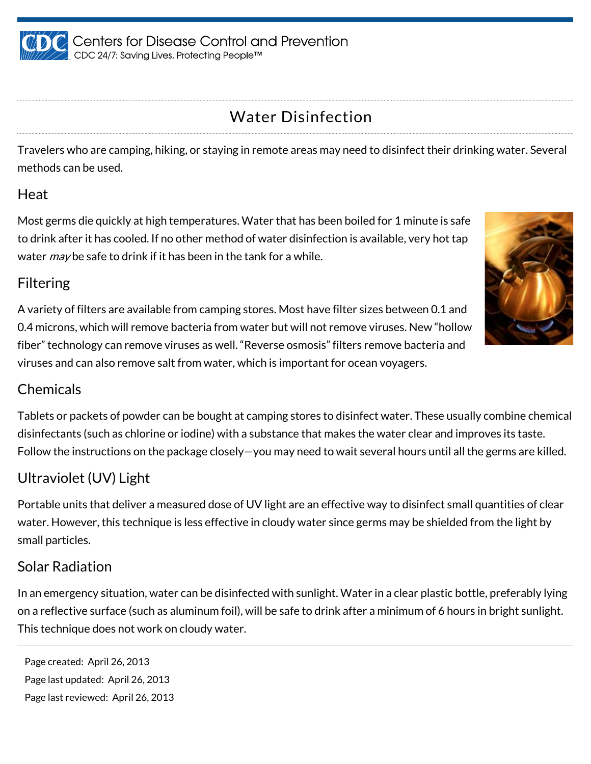Centers for Disease Control and Prevention
CDC 24/7: Saving Lives, Protecting People™

# Water Disinfection

Travelers who are camping, hiking, or staying in remote areas may need to disinfect their drinking water. Several methods can be used.

## Heat

Most germs die quickly at high temperatures. Water that has been boiled for 1 minute is safe to drink after it has cooled. If no other method of water disinfection is available, very hot tap water *may* be safe to drink if it has been in the tank for a while.

## Filtering

A variety of filters are available from camping stores. Most have filter sizes between 0.1 and 0.4 microns, which will remove bacteria from water but will not remove viruses. New "hollow fiber" technology can remove viruses as well. "Reverse osmosis" filters remove bacteria and viruses and can also remove salt from water, which is important for ocean voyagers.

## Chemicals

Tablets or packets of powder can be bought at camping stores to disinfect water. These usually combine chemical disinfectants (such as chlorine or iodine) with a substance that makes the water clear and improves its taste. Follow the instructions on the package closely—you may need to wait several hours until all the germs are killed.

## Ultraviolet (UV) Light

Portable units that deliver a measured dose of UV light are an effective way to disinfect small quantities of clear water. However, this technique is less effective in cloudy water since germs may be shielded from the light by small particles.

## Solar Radiation

In an emergency situation, water can be disinfected with sunlight. Water in a clear plastic bottle, preferably lying on a reflective surface (such as aluminum foil), will be safe to drink after a minimum of 6 hours in bright sunlight. This technique does not work on cloudy water.

Page created: April 26, 2013
Page last updated: April 26, 2013
Page last reviewed: April 26, 2013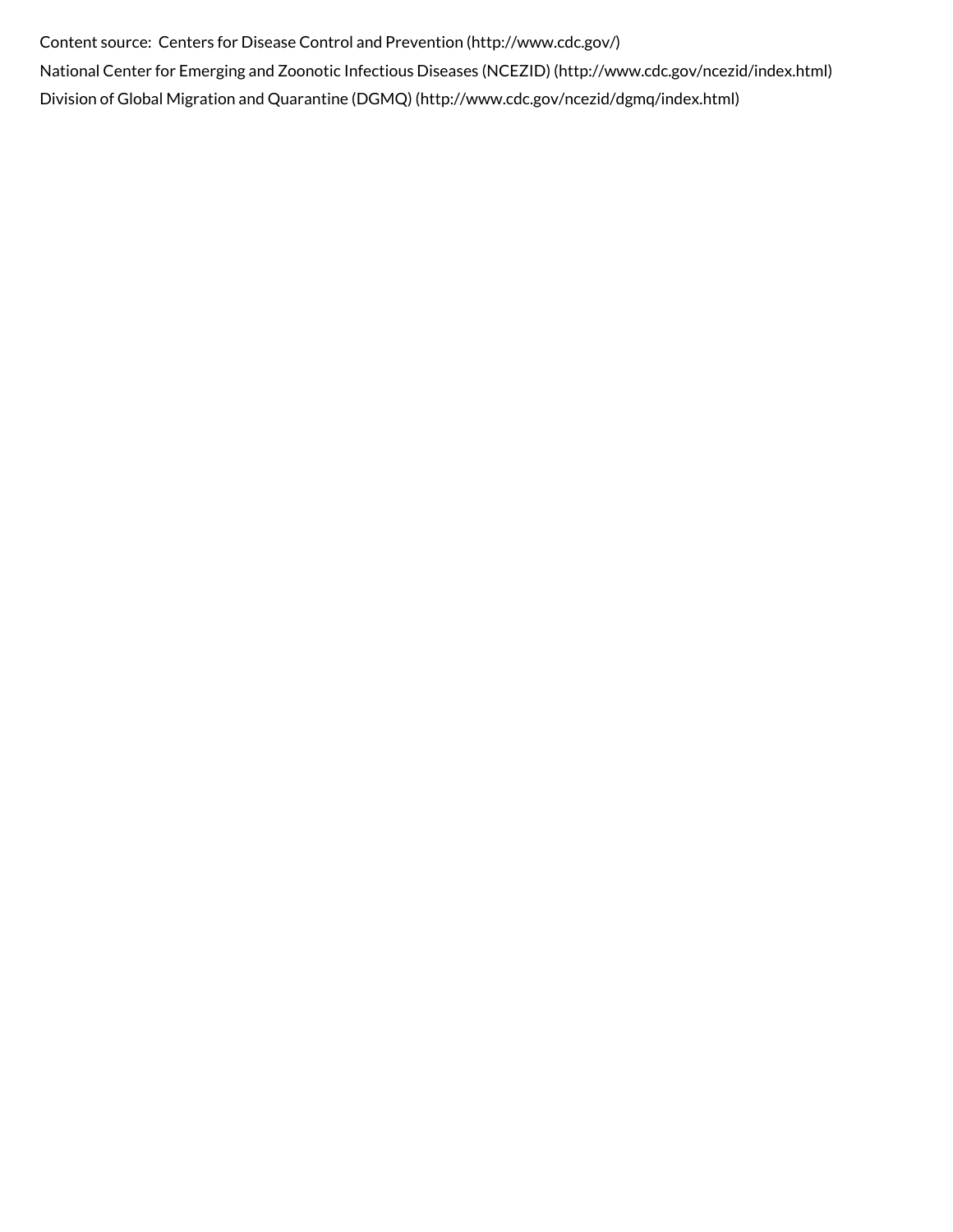Content source: Centers for Disease Control and Prevention (http://www.cdc.gov/)

National Center for Emerging and Zoonotic Infectious Diseases (NCEZID) (http://www.cdc.gov/ncezid/index.html)

Division of Global Migration and Quarantine (DGMQ) (http://www.cdc.gov/ncezid/dgmq/index.html)